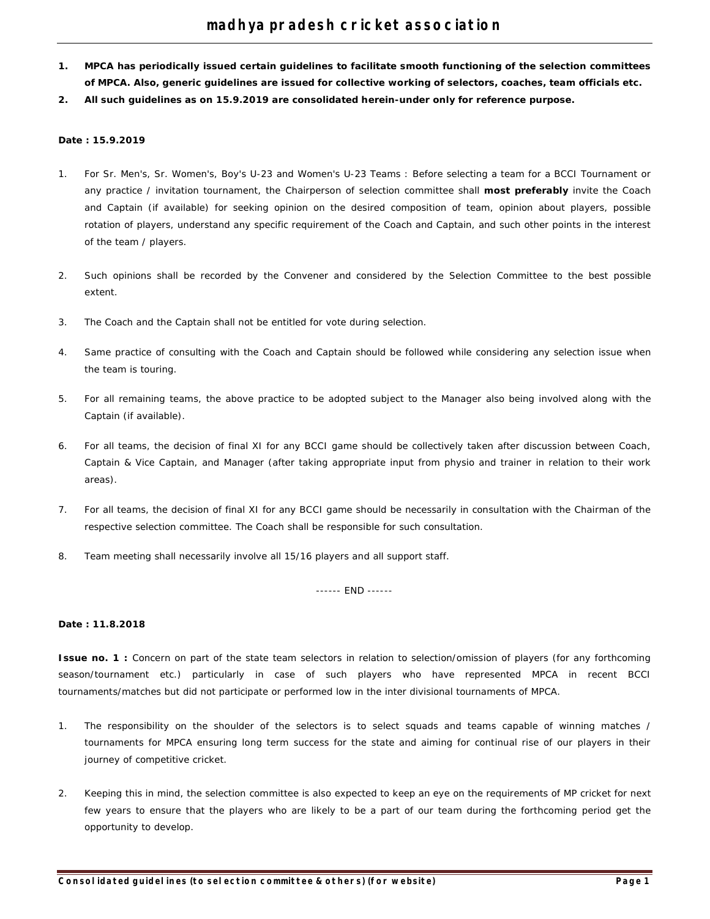# madhya pradesh cricket association

1. **MPCA has periodically issued certain guidelines to facilitate smooth functioning of the selection committees of MPCA. Also, generic guidelines are issued for collective working of selectors, coaches, team officials etc.**
2. **All such guidelines as on 15.9.2019 are consolidated herein-under only for reference purpose.**

**Date : 15.9.2019**

1. For Sr. Men's, Sr. Women's, Boy's U-23 and Women's U-23 Teams : Before selecting a team for a BCCI Tournament or any practice / invitation tournament, the Chairperson of selection committee shall **most preferably** invite the Coach and Captain (if available) for seeking opinion on the desired composition of team, opinion about players, possible rotation of players, understand any specific requirement of the Coach and Captain, and such other points in the interest of the team / players.
2. Such opinions shall be recorded by the Convener and considered by the Selection Committee to the best possible extent.
3. The Coach and the Captain shall not be entitled for vote during selection.
4. Same practice of consulting with the Coach and Captain should be followed while considering any selection issue when the team is touring.
5. For all remaining teams, the above practice to be adopted subject to the Manager also being involved along with the Captain (if available).
6. For all teams, the decision of final XI for any BCCI game should be collectively taken after discussion between Coach, Captain & Vice Captain, and Manager (after taking appropriate input from physio and trainer in relation to their work areas).
7. For all teams, the decision of final XI for any BCCI game should be necessarily in consultation with the Chairman of the respective selection committee. The Coach shall be responsible for such consultation.
8. Team meeting shall necessarily involve all 15/16 players and all support staff.

------ END ------

**Date : 11.8.2018**

**Issue no. 1 :** Concern on part of the state team selectors in relation to selection/omission of players (for any forthcoming season/tournament etc.) particularly in case of such players who have represented MPCA in recent BCCI tournaments/matches but did not participate or performed low in the inter divisional tournaments of MPCA.

1. The responsibility on the shoulder of the selectors is to select squads and teams capable of winning matches / tournaments for MPCA ensuring long term success for the state and aiming for continual rise of our players in their journey of competitive cricket.
2. Keeping this in mind, the selection committee is also expected to keep an eye on the requirements of MP cricket for next few years to ensure that the players who are likely to be a part of our team during the forthcoming period get the opportunity to develop.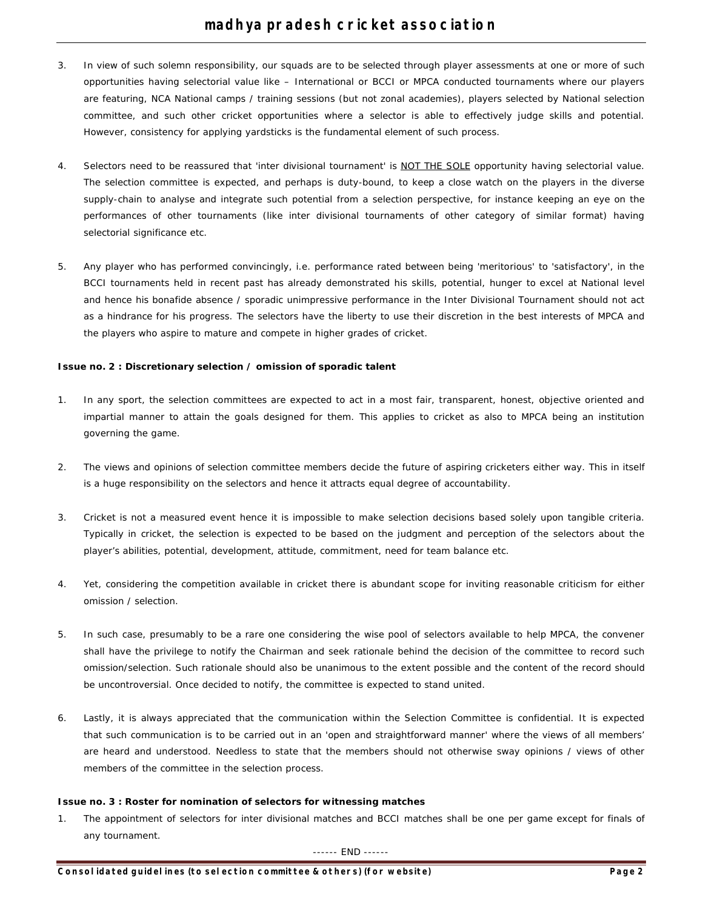3. In view of such solemn responsibility, our squads are to be selected through player assessments at one or more of such opportunities having selectorial value like – International or BCCI or MPCA conducted tournaments where our players are featuring, NCA National camps / training sessions (but not zonal academies), players selected by National selection committee, and such other cricket opportunities where a selector is able to effectively judge skills and potential. However, consistency for applying yardsticks is the fundamental element of such process.

4. Selectors need to be reassured that 'inter divisional tournament' is <u>NOT THE SOLE</u> opportunity having selectorial value. The selection committee is expected, and perhaps is duty-bound, to keep a close watch on the players in the diverse supply-chain to analyse and integrate such potential from a selection perspective, for instance keeping an eye on the performances of other tournaments (like inter divisional tournaments of other category of similar format) having selectorial significance etc.

5. Any player who has performed convincingly, i.e. performance rated between being 'meritorious' to 'satisfactory', in the BCCI tournaments held in recent past has already demonstrated his skills, potential, hunger to excel at National level and hence his bonafide absence / sporadic unimpressive performance in the Inter Divisional Tournament should not act as a hindrance for his progress. The selectors have the liberty to use their discretion in the best interests of MPCA and the players who aspire to mature and compete in higher grades of cricket.

**Issue no. 2 : Discretionary selection / omission of sporadic talent**

1. In any sport, the selection committees are expected to act in a most fair, transparent, honest, objective oriented and impartial manner to attain the goals designed for them. This applies to cricket as also to MPCA being an institution governing the game.

2. The views and opinions of selection committee members decide the future of aspiring cricketers either way. This in itself is a huge responsibility on the selectors and hence it attracts equal degree of accountability.

3. Cricket is not a measured event hence it is impossible to make selection decisions based solely upon tangible criteria. Typically in cricket, the selection is expected to be based on the judgment and perception of the selectors about the player's abilities, potential, development, attitude, commitment, need for team balance etc.

4. Yet, considering the competition available in cricket there is abundant scope for inviting reasonable criticism for either omission / selection.

5. In such case, presumably to be a rare one considering the wise pool of selectors available to help MPCA, the convener shall have the privilege to notify the Chairman and seek rationale behind the decision of the committee to record such omission/selection. Such rationale should also be unanimous to the extent possible and the content of the record should be uncontroversial. Once decided to notify, the committee is expected to stand united.

6. Lastly, it is always appreciated that the communication within the Selection Committee is confidential. It is expected that such communication is to be carried out in an 'open and straightforward manner' where the views of all members' are heard and understood. Needless to state that the members should not otherwise sway opinions / views of other members of the committee in the selection process.

**Issue no. 3 : Roster for nomination of selectors for witnessing matches**

1. The appointment of selectors for inter divisional matches and BCCI matches shall be one per game except for finals of any tournament.

------ END ------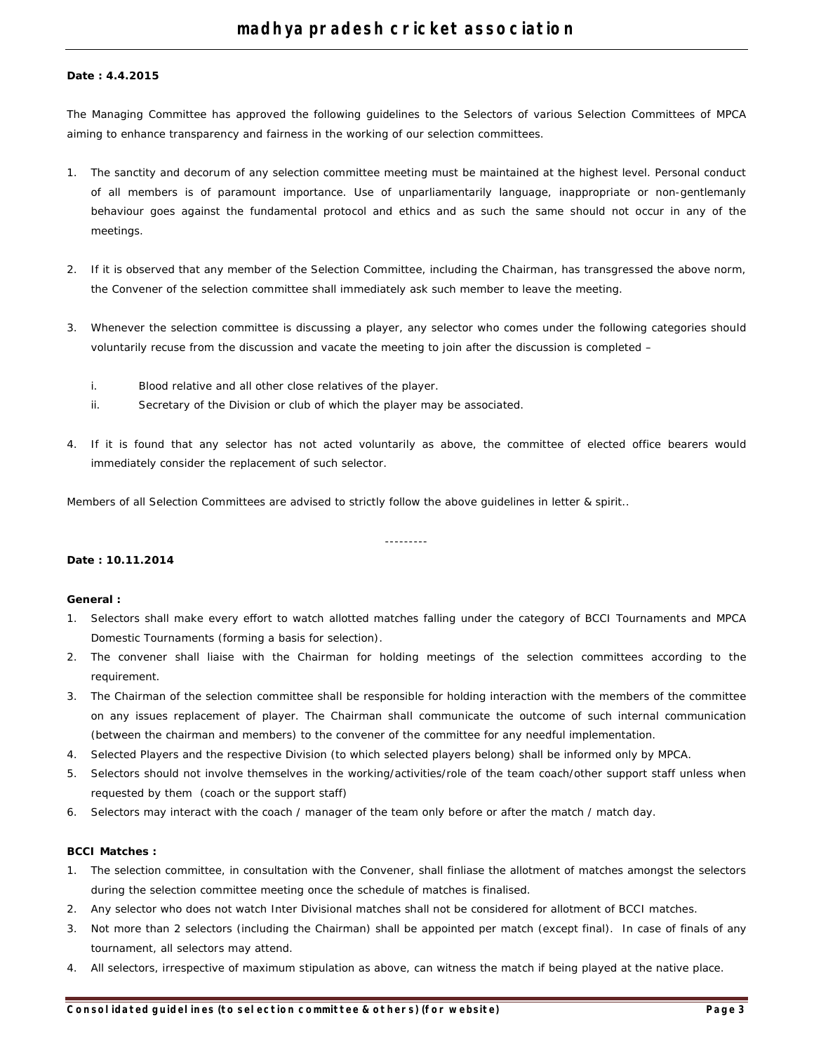**Date : 4.4.2015**

The Managing Committee has approved the following guidelines to the Selectors of various Selection Committees of MPCA aiming to enhance transparency and fairness in the working of our selection committees.

1. The sanctity and decorum of any selection committee meeting must be maintained at the highest level. Personal conduct of all members is of paramount importance. Use of unparliamentarily language, inappropriate or non-gentlemanly behaviour goes against the fundamental protocol and ethics and as such the same should not occur in any of the meetings.

2. If it is observed that any member of the Selection Committee, including the Chairman, has transgressed the above norm, the Convener of the selection committee shall immediately ask such member to leave the meeting.

3. Whenever the selection committee is discussing a player, any selector who comes under the following categories should voluntarily recuse from the discussion and vacate the meeting to join after the discussion is completed –

   i. Blood relative and all other close relatives of the player.
   
   ii. Secretary of the Division or club of which the player may be associated.

4. If it is found that any selector has not acted voluntarily as above, the committee of elected office bearers would immediately consider the replacement of such selector.

Members of all Selection Committees are advised to strictly follow the above guidelines in letter & spirit..

---------

**Date : 10.11.2014**

**General :**

1. Selectors shall make every effort to watch allotted matches falling under the category of BCCI Tournaments and MPCA Domestic Tournaments (forming a basis for selection).
2. The convener shall liaise with the Chairman for holding meetings of the selection committees according to the requirement.
3. The Chairman of the selection committee shall be responsible for holding interaction with the members of the committee on any issues replacement of player. The Chairman shall communicate the outcome of such internal communication (between the chairman and members) to the convener of the committee for any needful implementation.
4. Selected Players and the respective Division (to which selected players belong) shall be informed only by MPCA.
5. Selectors should not involve themselves in the working/activities/role of the team coach/other support staff unless when requested by them (coach or the support staff)
6. Selectors may interact with the coach / manager of the team only before or after the match / match day.

**BCCI Matches :**

1. The selection committee, in consultation with the Convener, shall finliase the allotment of matches amongst the selectors during the selection committee meeting once the schedule of matches is finalised.
2. Any selector who does not watch Inter Divisional matches shall not be considered for allotment of BCCI matches.
3. Not more than 2 selectors (including the Chairman) shall be appointed per match (except final). In case of finals of any tournament, all selectors may attend.
4. All selectors, irrespective of maximum stipulation as above, can witness the match if being played at the native place.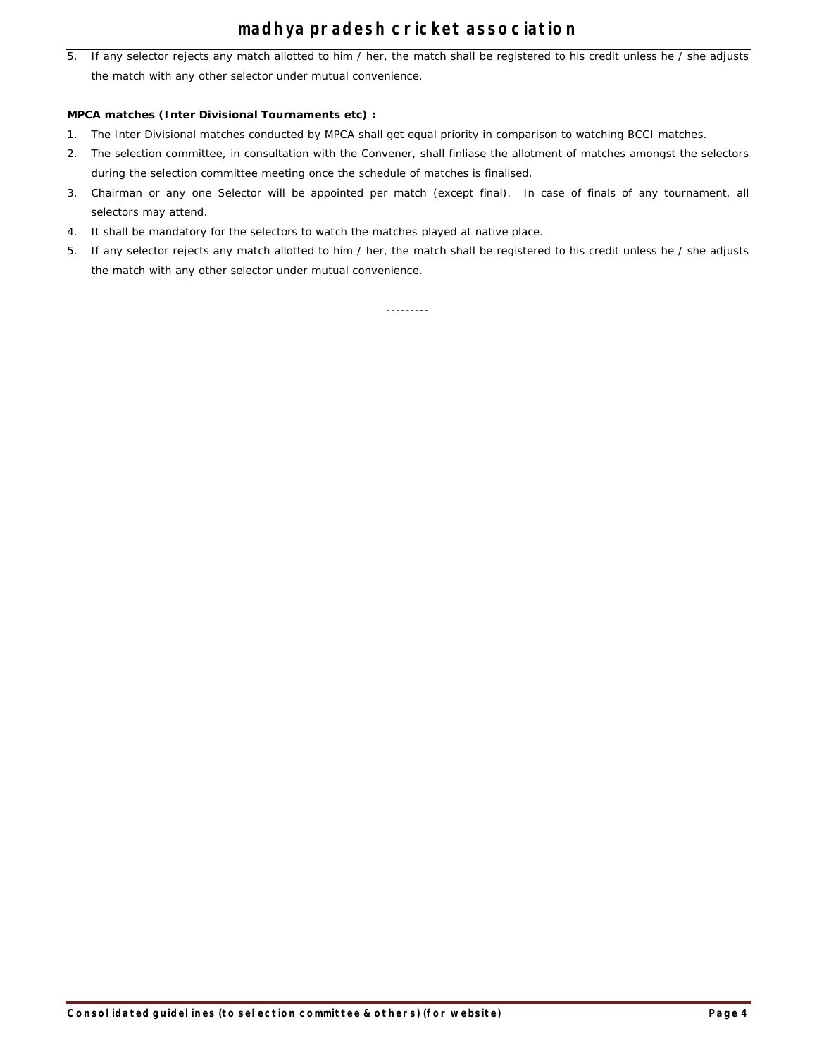5. If any selector rejects any match allotted to him / her, the match shall be registered to his credit unless he / she adjusts the match with any other selector under mutual convenience.

**MPCA matches (Inter Divisional Tournaments etc) :**

1. The Inter Divisional matches conducted by MPCA shall get equal priority in comparison to watching BCCI matches.
2. The selection committee, in consultation with the Convener, shall finliase the allotment of matches amongst the selectors during the selection committee meeting once the schedule of matches is finalised.
3. Chairman or any one Selector will be appointed per match (except final). In case of finals of any tournament, all selectors may attend.
4. It shall be mandatory for the selectors to watch the matches played at native place.
5. If any selector rejects any match allotted to him / her, the match shall be registered to his credit unless he / she adjusts the match with any other selector under mutual convenience.

---------